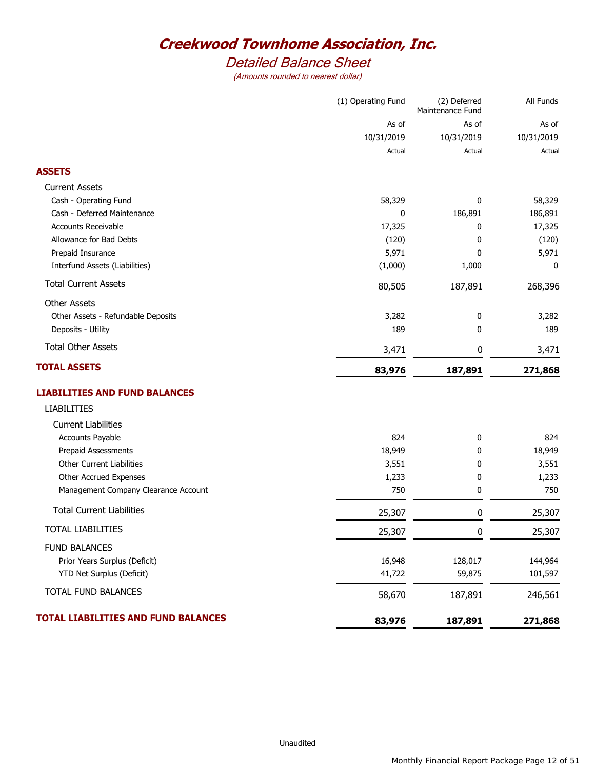# Creekwood Townhome Association, Inc.

## Detailed Balance Sheet

*(Amounts rounded to nearest dollar)*

| | (1) Operating Fund | (2) Deferred Maintenance Fund | All Funds |
|---|---|---|---|
| | As of | As of | As of |
| | 10/31/2019 | 10/31/2019 | 10/31/2019 |
| | Actual | Actual | Actual |
| **ASSETS** | | | |
| Current Assets | | | |
| Cash - Operating Fund | 58,329 | 0 | 58,329 |
| Cash - Deferred Maintenance | 0 | 186,891 | 186,891 |
| Accounts Receivable | 17,325 | 0 | 17,325 |
| Allowance for Bad Debts | (120) | 0 | (120) |
| Prepaid Insurance | 5,971 | 0 | 5,971 |
| Interfund Assets (Liabilities) | (1,000) | 1,000 | 0 |
| Total Current Assets | 80,505 | 187,891 | 268,396 |
| Other Assets | | | |
| Other Assets - Refundable Deposits | 3,282 | 0 | 3,282 |
| Deposits - Utility | 189 | 0 | 189 |
| Total Other Assets | 3,471 | 0 | 3,471 |
| **TOTAL ASSETS** | **83,976** | **187,891** | **271,868** |
| **LIABILITIES AND FUND BALANCES** | | | |
| LIABILITIES | | | |
| Current Liabilities | | | |
| Accounts Payable | 824 | 0 | 824 |
| Prepaid Assessments | 18,949 | 0 | 18,949 |
| Other Current Liabilities | 3,551 | 0 | 3,551 |
| Other Accrued Expenses | 1,233 | 0 | 1,233 |
| Management Company Clearance Account | 750 | 0 | 750 |
| Total Current Liabilities | 25,307 | 0 | 25,307 |
| TOTAL LIABILITIES | 25,307 | 0 | 25,307 |
| FUND BALANCES | | | |
| Prior Years Surplus (Deficit) | 16,948 | 128,017 | 144,964 |
| YTD Net Surplus (Deficit) | 41,722 | 59,875 | 101,597 |
| TOTAL FUND BALANCES | 58,670 | 187,891 | 246,561 |
| **TOTAL LIABILITIES AND FUND BALANCES** | **83,976** | **187,891** | **271,868** |

Unaudited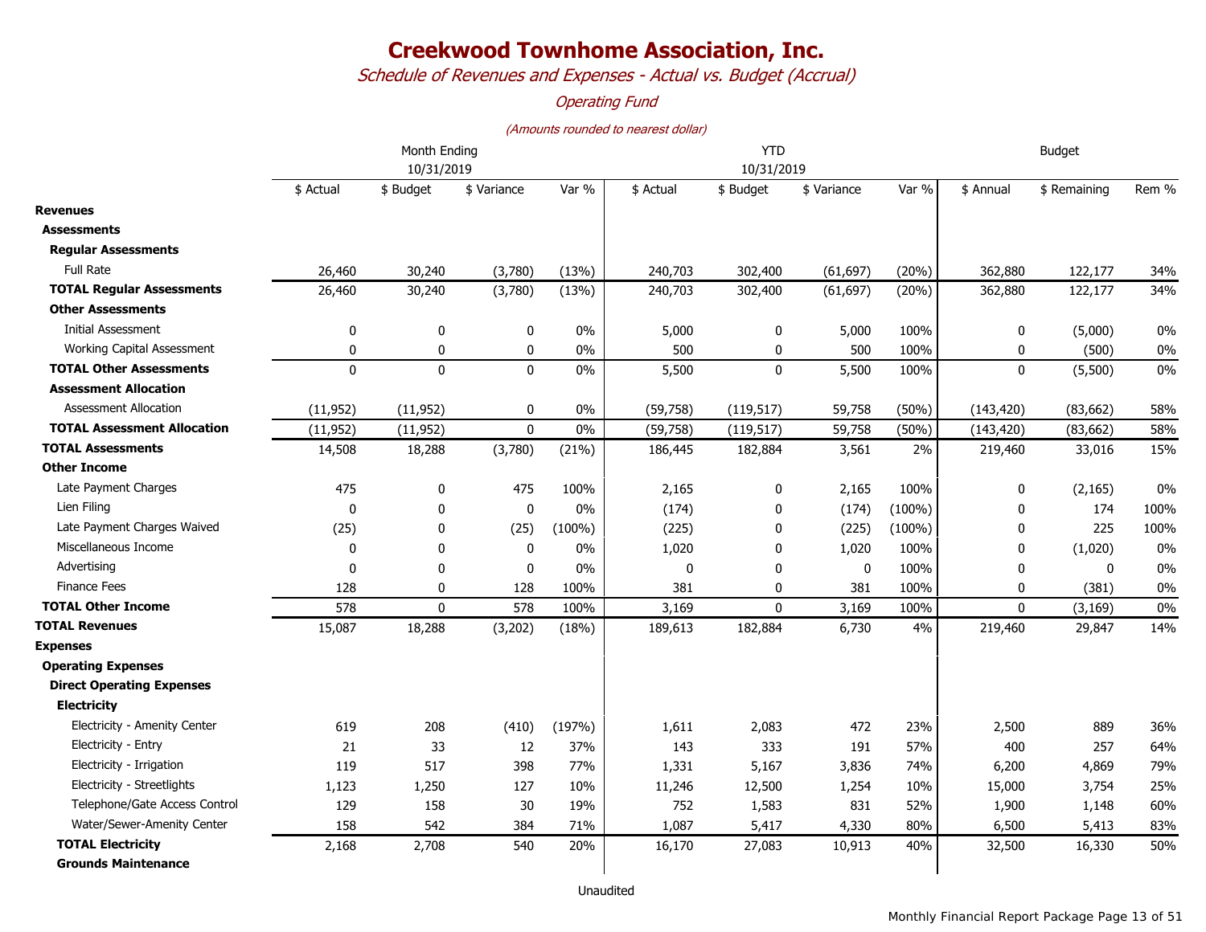# Creekwood Townhome Association, Inc.

*Schedule of Revenues and Expenses - Actual vs. Budget (Accrual)*

*Operating Fund*

*(Amounts rounded to nearest dollar)*

| | Month Ending 10/31/2019 | | | | YTD 10/31/2019 | | | | Budget | | |
|---|---|---|---|---|---|---|---|---|---|---|---|
| | $ Actual | $ Budget | $ Variance | Var % | $ Actual | $ Budget | $ Variance | Var % | $ Annual | $ Remaining | Rem % |
| **Revenues** | | | | | | | | | | | |
| **Assessments** | | | | | | | | | | | |
| **Regular Assessments** | | | | | | | | | | | |
| Full Rate | 26,460 | 30,240 | (3,780) | (13%) | 240,703 | 302,400 | (61,697) | (20%) | 362,880 | 122,177 | 34% |
| **TOTAL Regular Assessments** | 26,460 | 30,240 | (3,780) | (13%) | 240,703 | 302,400 | (61,697) | (20%) | 362,880 | 122,177 | 34% |
| **Other Assessments** | | | | | | | | | | | |
| Initial Assessment | 0 | 0 | 0 | 0% | 5,000 | 0 | 5,000 | 100% | 0 | (5,000) | 0% |
| Working Capital Assessment | 0 | 0 | 0 | 0% | 500 | 0 | 500 | 100% | 0 | (500) | 0% |
| **TOTAL Other Assessments** | 0 | 0 | 0 | 0% | 5,500 | 0 | 5,500 | 100% | 0 | (5,500) | 0% |
| **Assessment Allocation** | | | | | | | | | | | |
| Assessment Allocation | (11,952) | (11,952) | 0 | 0% | (59,758) | (119,517) | 59,758 | (50%) | (143,420) | (83,662) | 58% |
| **TOTAL Assessment Allocation** | (11,952) | (11,952) | 0 | 0% | (59,758) | (119,517) | 59,758 | (50%) | (143,420) | (83,662) | 58% |
| **TOTAL Assessments** | 14,508 | 18,288 | (3,780) | (21%) | 186,445 | 182,884 | 3,561 | 2% | 219,460 | 33,016 | 15% |
| **Other Income** | | | | | | | | | | | |
| Late Payment Charges | 475 | 0 | 475 | 100% | 2,165 | 0 | 2,165 | 100% | 0 | (2,165) | 0% |
| Lien Filing | 0 | 0 | 0 | 0% | (174) | 0 | (174) | (100%) | 0 | 174 | 100% |
| Late Payment Charges Waived | (25) | 0 | (25) | (100%) | (225) | 0 | (225) | (100%) | 0 | 225 | 100% |
| Miscellaneous Income | 0 | 0 | 0 | 0% | 1,020 | 0 | 1,020 | 100% | 0 | (1,020) | 0% |
| Advertising | 0 | 0 | 0 | 0% | 0 | 0 | 0 | 100% | 0 | 0 | 0% |
| Finance Fees | 128 | 0 | 128 | 100% | 381 | 0 | 381 | 100% | 0 | (381) | 0% |
| **TOTAL Other Income** | 578 | 0 | 578 | 100% | 3,169 | 0 | 3,169 | 100% | 0 | (3,169) | 0% |
| **TOTAL Revenues** | 15,087 | 18,288 | (3,202) | (18%) | 189,613 | 182,884 | 6,730 | 4% | 219,460 | 29,847 | 14% |
| **Expenses** | | | | | | | | | | | |
| **Operating Expenses** | | | | | | | | | | | |
| **Direct Operating Expenses** | | | | | | | | | | | |
| **Electricity** | | | | | | | | | | | |
| Electricity - Amenity Center | 619 | 208 | (410) | (197%) | 1,611 | 2,083 | 472 | 23% | 2,500 | 889 | 36% |
| Electricity - Entry | 21 | 33 | 12 | 37% | 143 | 333 | 191 | 57% | 400 | 257 | 64% |
| Electricity - Irrigation | 119 | 517 | 398 | 77% | 1,331 | 5,167 | 3,836 | 74% | 6,200 | 4,869 | 79% |
| Electricity - Streetlights | 1,123 | 1,250 | 127 | 10% | 11,246 | 12,500 | 1,254 | 10% | 15,000 | 3,754 | 25% |
| Telephone/Gate Access Control | 129 | 158 | 30 | 19% | 752 | 1,583 | 831 | 52% | 1,900 | 1,148 | 60% |
| Water/Sewer-Amenity Center | 158 | 542 | 384 | 71% | 1,087 | 5,417 | 4,330 | 80% | 6,500 | 5,413 | 83% |
| **TOTAL Electricity** | 2,168 | 2,708 | 540 | 20% | 16,170 | 27,083 | 10,913 | 40% | 32,500 | 16,330 | 50% |
| **Grounds Maintenance** | | | | | | | | | | | |

Unaudited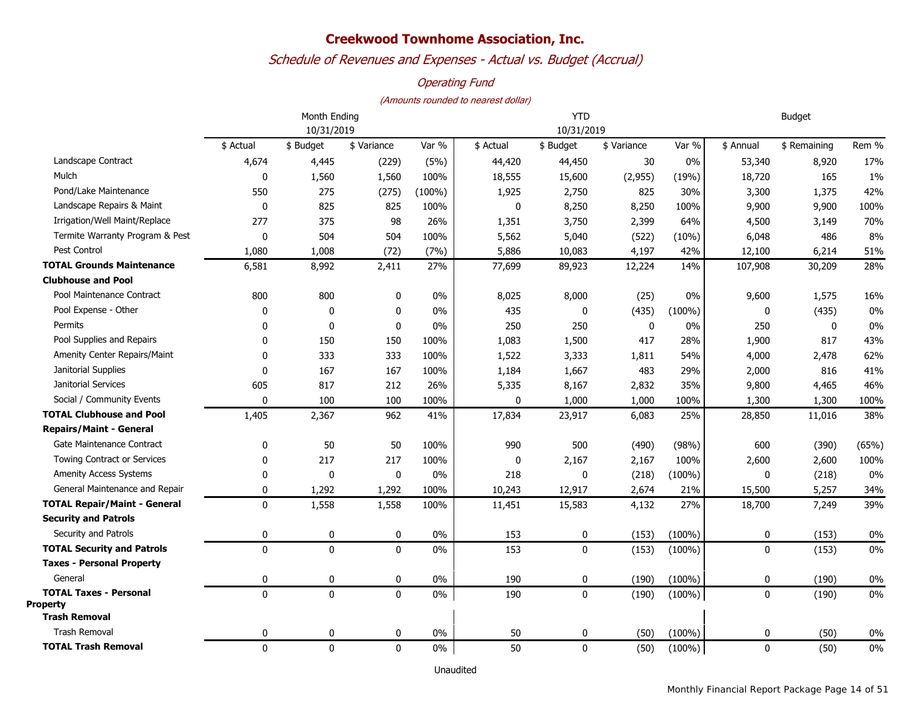# Creekwood Townhome Association, Inc.

*Schedule of Revenues and Expenses - Actual vs. Budget (Accrual)*

*Operating Fund*

*(Amounts rounded to nearest dollar)*

| | Month Ending 10/31/2019 | | | | YTD 10/31/2019 | | | | Budget | | |
|---|---|---|---|---|---|---|---|---|---|---|---|
| | $ Actual | $ Budget | $ Variance | Var % | $ Actual | $ Budget | $ Variance | Var % | $ Annual | $ Remaining | Rem % |
| Landscape Contract | 4,674 | 4,445 | (229) | (5%) | 44,420 | 44,450 | 30 | 0% | 53,340 | 8,920 | 17% |
| Mulch | 0 | 1,560 | 1,560 | 100% | 18,555 | 15,600 | (2,955) | (19%) | 18,720 | 165 | 1% |
| Pond/Lake Maintenance | 550 | 275 | (275) | (100%) | 1,925 | 2,750 | 825 | 30% | 3,300 | 1,375 | 42% |
| Landscape Repairs & Maint | 0 | 825 | 825 | 100% | 0 | 8,250 | 8,250 | 100% | 9,900 | 9,900 | 100% |
| Irrigation/Well Maint/Replace | 277 | 375 | 98 | 26% | 1,351 | 3,750 | 2,399 | 64% | 4,500 | 3,149 | 70% |
| Termite Warranty Program & Pest | 0 | 504 | 504 | 100% | 5,562 | 5,040 | (522) | (10%) | 6,048 | 486 | 8% |
| Pest Control | 1,080 | 1,008 | (72) | (7%) | 5,886 | 10,083 | 4,197 | 42% | 12,100 | 6,214 | 51% |
| **TOTAL Grounds Maintenance** | 6,581 | 8,992 | 2,411 | 27% | 77,699 | 89,923 | 12,224 | 14% | 107,908 | 30,209 | 28% |
| **Clubhouse and Pool** | | | | | | | | | | | |
| Pool Maintenance Contract | 800 | 800 | 0 | 0% | 8,025 | 8,000 | (25) | 0% | 9,600 | 1,575 | 16% |
| Pool Expense - Other | 0 | 0 | 0 | 0% | 435 | 0 | (435) | (100%) | 0 | (435) | 0% |
| Permits | 0 | 0 | 0 | 0% | 250 | 250 | 0 | 0% | 250 | 0 | 0% |
| Pool Supplies and Repairs | 0 | 150 | 150 | 100% | 1,083 | 1,500 | 417 | 28% | 1,900 | 817 | 43% |
| Amenity Center Repairs/Maint | 0 | 333 | 333 | 100% | 1,522 | 3,333 | 1,811 | 54% | 4,000 | 2,478 | 62% |
| Janitorial Supplies | 0 | 167 | 167 | 100% | 1,184 | 1,667 | 483 | 29% | 2,000 | 816 | 41% |
| Janitorial Services | 605 | 817 | 212 | 26% | 5,335 | 8,167 | 2,832 | 35% | 9,800 | 4,465 | 46% |
| Social / Community Events | 0 | 100 | 100 | 100% | 0 | 1,000 | 1,000 | 100% | 1,300 | 1,300 | 100% |
| **TOTAL Clubhouse and Pool** | 1,405 | 2,367 | 962 | 41% | 17,834 | 23,917 | 6,083 | 25% | 28,850 | 11,016 | 38% |
| **Repairs/Maint - General** | | | | | | | | | | | |
| Gate Maintenance Contract | 0 | 50 | 50 | 100% | 990 | 500 | (490) | (98%) | 600 | (390) | (65%) |
| Towing Contract or Services | 0 | 217 | 217 | 100% | 0 | 2,167 | 2,167 | 100% | 2,600 | 2,600 | 100% |
| Amenity Access Systems | 0 | 0 | 0 | 0% | 218 | 0 | (218) | (100%) | 0 | (218) | 0% |
| General Maintenance and Repair | 0 | 1,292 | 1,292 | 100% | 10,243 | 12,917 | 2,674 | 21% | 15,500 | 5,257 | 34% |
| **TOTAL Repair/Maint - General** | 0 | 1,558 | 1,558 | 100% | 11,451 | 15,583 | 4,132 | 27% | 18,700 | 7,249 | 39% |
| **Security and Patrols** | | | | | | | | | | | |
| Security and Patrols | 0 | 0 | 0 | 0% | 153 | 0 | (153) | (100%) | 0 | (153) | 0% |
| **TOTAL Security and Patrols** | 0 | 0 | 0 | 0% | 153 | 0 | (153) | (100%) | 0 | (153) | 0% |
| **Taxes - Personal Property** | | | | | | | | | | | |
| General | 0 | 0 | 0 | 0% | 190 | 0 | (190) | (100%) | 0 | (190) | 0% |
| **TOTAL Taxes - Personal Property** | 0 | 0 | 0 | 0% | 190 | 0 | (190) | (100%) | 0 | (190) | 0% |
| **Trash Removal** | | | | | | | | | | | |
| Trash Removal | 0 | 0 | 0 | 0% | 50 | 0 | (50) | (100%) | 0 | (50) | 0% |
| **TOTAL Trash Removal** | 0 | 0 | 0 | 0% | 50 | 0 | (50) | (100%) | 0 | (50) | 0% |

Unaudited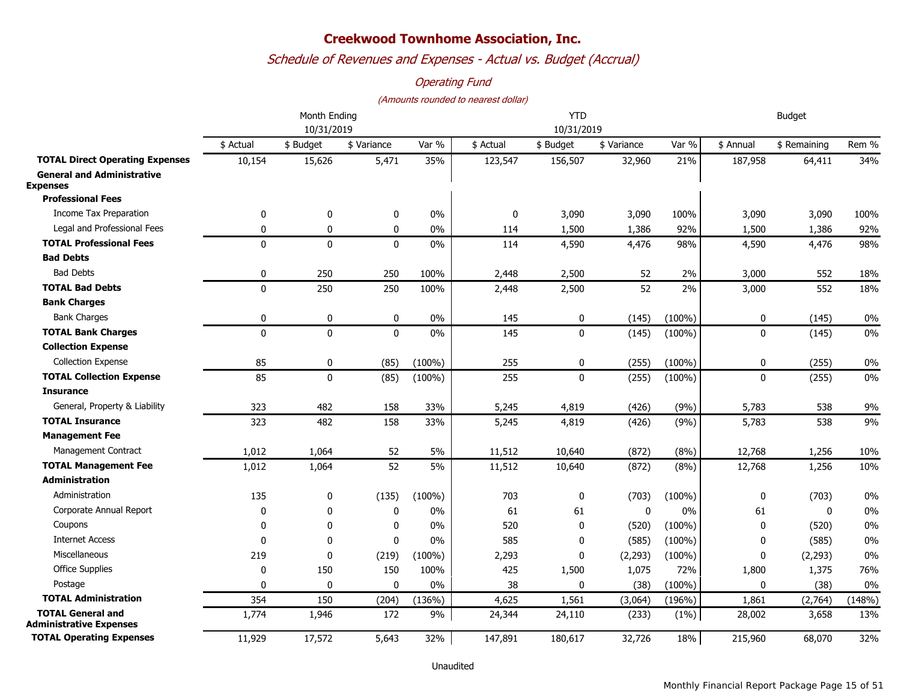# Creekwood Townhome Association, Inc.

*Schedule of Revenues and Expenses - Actual vs. Budget (Accrual)*

*Operating Fund*

*(Amounts rounded to nearest dollar)*

| | Month Ending 10/31/2019 | | | | YTD 10/31/2019 | | | | Budget | | |
|---|---|---|---|---|---|---|---|---|---|---|---|
| | $ Actual | $ Budget | $ Variance | Var % | $ Actual | $ Budget | $ Variance | Var % | $ Annual | $ Remaining | Rem % |
| **TOTAL Direct Operating Expenses** | 10,154 | 15,626 | 5,471 | 35% | 123,547 | 156,507 | 32,960 | 21% | 187,958 | 64,411 | 34% |
| **General and Administrative Expenses** | | | | | | | | | | | |
| **Professional Fees** | | | | | | | | | | | |
| Income Tax Preparation | 0 | 0 | 0 | 0% | 0 | 3,090 | 3,090 | 100% | 3,090 | 3,090 | 100% |
| Legal and Professional Fees | 0 | 0 | 0 | 0% | 114 | 1,500 | 1,386 | 92% | 1,500 | 1,386 | 92% |
| **TOTAL Professional Fees** | 0 | 0 | 0 | 0% | 114 | 4,590 | 4,476 | 98% | 4,590 | 4,476 | 98% |
| **Bad Debts** | | | | | | | | | | | |
| Bad Debts | 0 | 250 | 250 | 100% | 2,448 | 2,500 | 52 | 2% | 3,000 | 552 | 18% |
| **TOTAL Bad Debts** | 0 | 250 | 250 | 100% | 2,448 | 2,500 | 52 | 2% | 3,000 | 552 | 18% |
| **Bank Charges** | | | | | | | | | | | |
| Bank Charges | 0 | 0 | 0 | 0% | 145 | 0 | (145) | (100%) | 0 | (145) | 0% |
| **TOTAL Bank Charges** | 0 | 0 | 0 | 0% | 145 | 0 | (145) | (100%) | 0 | (145) | 0% |
| **Collection Expense** | | | | | | | | | | | |
| Collection Expense | 85 | 0 | (85) | (100%) | 255 | 0 | (255) | (100%) | 0 | (255) | 0% |
| **TOTAL Collection Expense** | 85 | 0 | (85) | (100%) | 255 | 0 | (255) | (100%) | 0 | (255) | 0% |
| **Insurance** | | | | | | | | | | | |
| General, Property & Liability | 323 | 482 | 158 | 33% | 5,245 | 4,819 | (426) | (9%) | 5,783 | 538 | 9% |
| **TOTAL Insurance** | 323 | 482 | 158 | 33% | 5,245 | 4,819 | (426) | (9%) | 5,783 | 538 | 9% |
| **Management Fee** | | | | | | | | | | | |
| Management Contract | 1,012 | 1,064 | 52 | 5% | 11,512 | 10,640 | (872) | (8%) | 12,768 | 1,256 | 10% |
| **TOTAL Management Fee** | 1,012 | 1,064 | 52 | 5% | 11,512 | 10,640 | (872) | (8%) | 12,768 | 1,256 | 10% |
| **Administration** | | | | | | | | | | | |
| Administration | 135 | 0 | (135) | (100%) | 703 | 0 | (703) | (100%) | 0 | (703) | 0% |
| Corporate Annual Report | 0 | 0 | 0 | 0% | 61 | 61 | 0 | 0% | 61 | 0 | 0% |
| Coupons | 0 | 0 | 0 | 0% | 520 | 0 | (520) | (100%) | 0 | (520) | 0% |
| Internet Access | 0 | 0 | 0 | 0% | 585 | 0 | (585) | (100%) | 0 | (585) | 0% |
| Miscellaneous | 219 | 0 | (219) | (100%) | 2,293 | 0 | (2,293) | (100%) | 0 | (2,293) | 0% |
| Office Supplies | 0 | 150 | 150 | 100% | 425 | 1,500 | 1,075 | 72% | 1,800 | 1,375 | 76% |
| Postage | 0 | 0 | 0 | 0% | 38 | 0 | (38) | (100%) | 0 | (38) | 0% |
| **TOTAL Administration** | 354 | 150 | (204) | (136%) | 4,625 | 1,561 | (3,064) | (196%) | 1,861 | (2,764) | (148%) |
| **TOTAL General and Administrative Expenses** | 1,774 | 1,946 | 172 | 9% | 24,344 | 24,110 | (233) | (1%) | 28,002 | 3,658 | 13% |
| **TOTAL Operating Expenses** | 11,929 | 17,572 | 5,643 | 32% | 147,891 | 180,617 | 32,726 | 18% | 215,960 | 68,070 | 32% |

Unaudited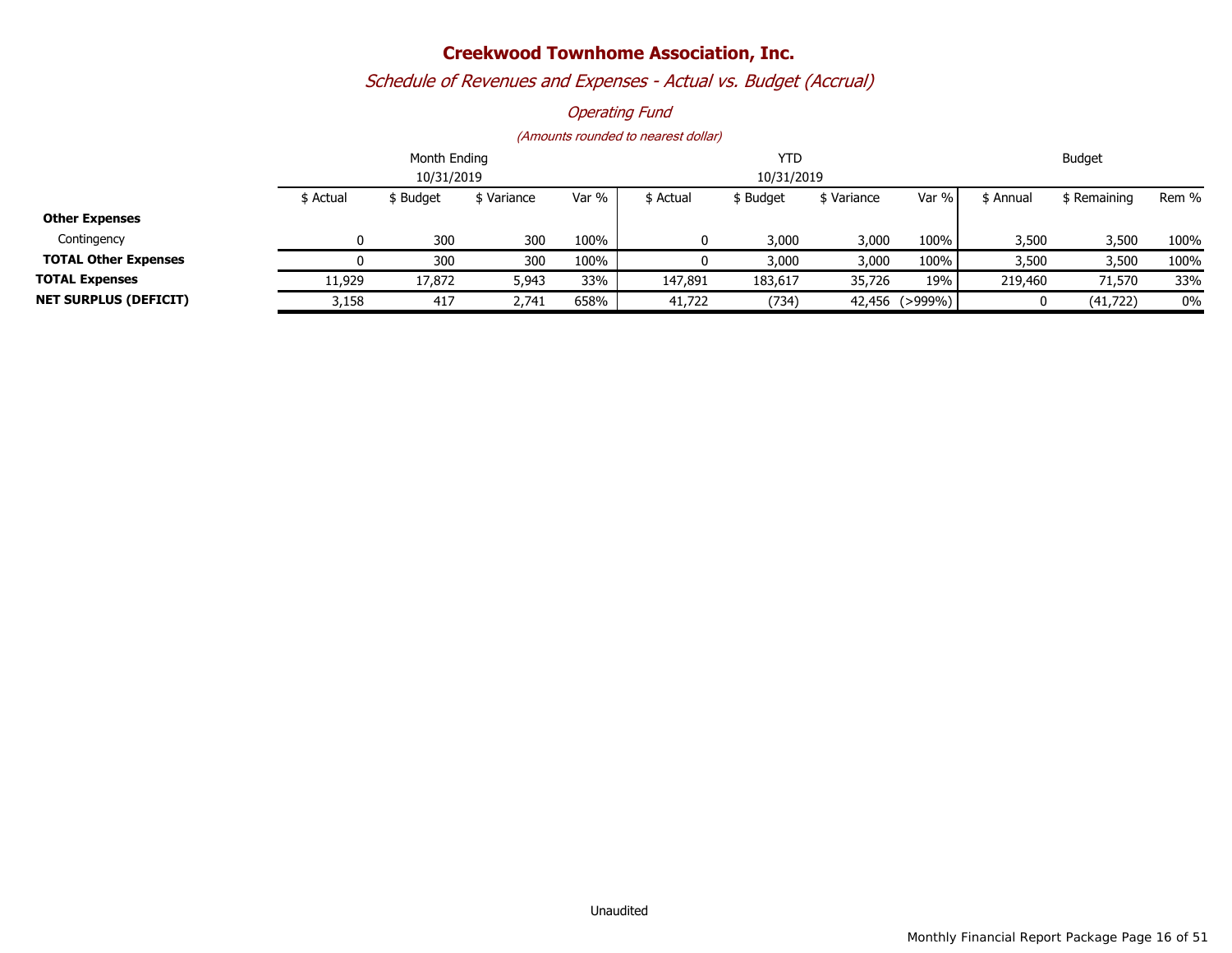# Creekwood Townhome Association, Inc.

## *Schedule of Revenues and Expenses - Actual vs. Budget (Accrual)*

### *Operating Fund*

*(Amounts rounded to nearest dollar)*

| | Month Ending 10/31/2019 | | | | YTD 10/31/2019 | | | | Budget | | |
|---|---|---|---|---|---|---|---|---|---|---|---|
| | $ Actual | $ Budget | $ Variance | Var % | $ Actual | $ Budget | $ Variance | Var % | $ Annual | $ Remaining | Rem % |
| **Other Expenses** | | | | | | | | | | | |
| Contingency | 0 | 300 | 300 | 100% | 0 | 3,000 | 3,000 | 100% | 3,500 | 3,500 | 100% |
| **TOTAL Other Expenses** | 0 | 300 | 300 | 100% | 0 | 3,000 | 3,000 | 100% | 3,500 | 3,500 | 100% |
| **TOTAL Expenses** | 11,929 | 17,872 | 5,943 | 33% | 147,891 | 183,617 | 35,726 | 19% | 219,460 | 71,570 | 33% |
| **NET SURPLUS (DEFICIT)** | 3,158 | 417 | 2,741 | 658% | 41,722 | (734) | 42,456 | (>999%) | 0 | (41,722) | 0% |

Unaudited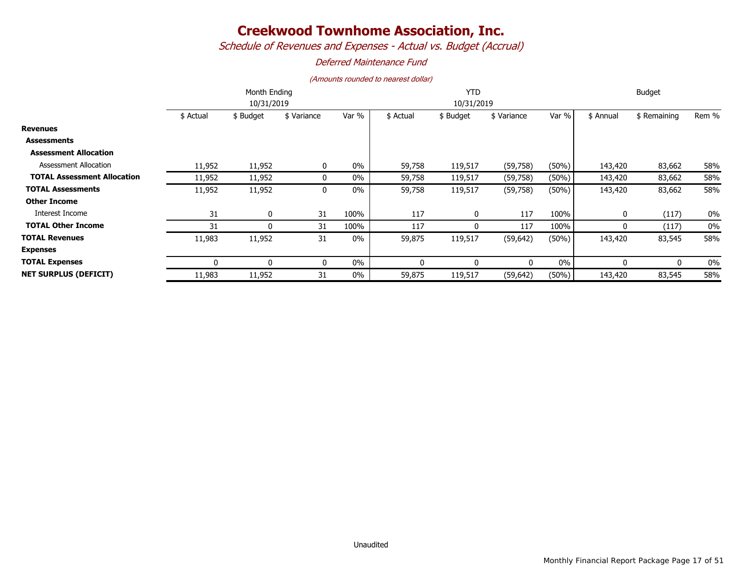# Creekwood Townhome Association, Inc.

*Schedule of Revenues and Expenses - Actual vs. Budget (Accrual)*

*Deferred Maintenance Fund*

*(Amounts rounded to nearest dollar)*

| | Month Ending 10/31/2019 | | | | YTD 10/31/2019 | | | | Budget | | |
|---|---|---|---|---|---|---|---|---|---|---|---|
| | $ Actual | $ Budget | $ Variance | Var % | $ Actual | $ Budget | $ Variance | Var % | $ Annual | $ Remaining | Rem % |
| **Revenues** | | | | | | | | | | | |
| **Assessments** | | | | | | | | | | | |
| **Assessment Allocation** | | | | | | | | | | | |
| Assessment Allocation | 11,952 | 11,952 | 0 | 0% | 59,758 | 119,517 | (59,758) | (50%) | 143,420 | 83,662 | 58% |
| **TOTAL Assessment Allocation** | 11,952 | 11,952 | 0 | 0% | 59,758 | 119,517 | (59,758) | (50%) | 143,420 | 83,662 | 58% |
| **TOTAL Assessments** | 11,952 | 11,952 | 0 | 0% | 59,758 | 119,517 | (59,758) | (50%) | 143,420 | 83,662 | 58% |
| **Other Income** | | | | | | | | | | | |
| Interest Income | 31 | 0 | 31 | 100% | 117 | 0 | 117 | 100% | 0 | (117) | 0% |
| **TOTAL Other Income** | 31 | 0 | 31 | 100% | 117 | 0 | 117 | 100% | 0 | (117) | 0% |
| **TOTAL Revenues** | 11,983 | 11,952 | 31 | 0% | 59,875 | 119,517 | (59,642) | (50%) | 143,420 | 83,545 | 58% |
| **Expenses** | | | | | | | | | | | |
| **TOTAL Expenses** | 0 | 0 | 0 | 0% | 0 | 0 | 0 | 0% | 0 | 0 | 0% |
| **NET SURPLUS (DEFICIT)** | 11,983 | 11,952 | 31 | 0% | 59,875 | 119,517 | (59,642) | (50%) | 143,420 | 83,545 | 58% |

Unaudited